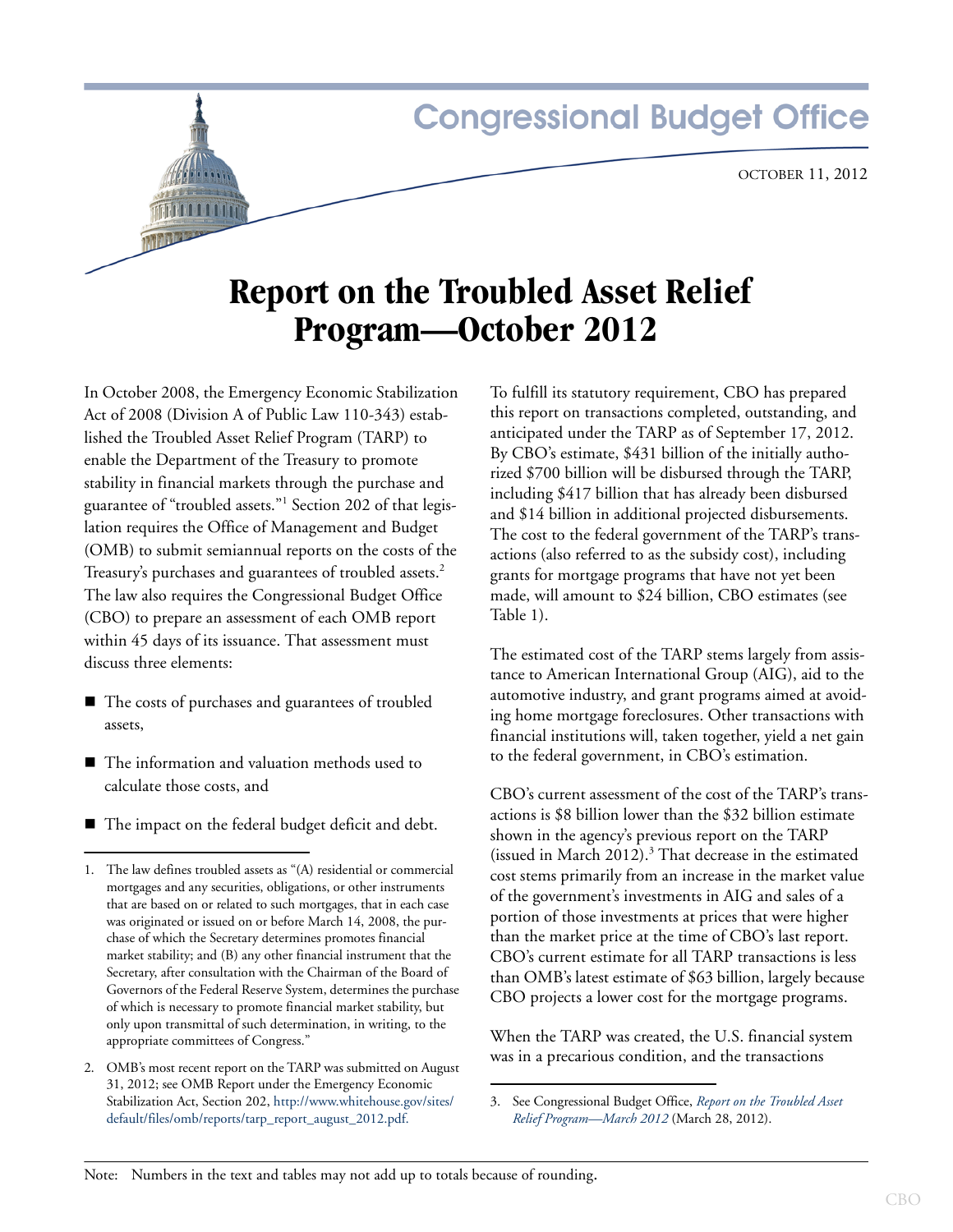Congressional Budget Office

OCTOBER 11, 2012

# Report on the Troubled Asset Relief Program—October 2012

In October 2008, the Emergency Economic Stabilization Act of 2008 (Division A of Public Law 110-343) established the Troubled Asset Relief Program (TARP) to enable the Department of the Treasury to promote stability in financial markets through the purchase and guarantee of "troubled assets."[1] Section 202 of that legislation requires the Office of Management and Budget (OMB) to submit semiannual reports on the costs of the Treasury's purchases and guarantees of troubled assets.[2] The law also requires the Congressional Budget Office (CBO) to prepare an assessment of each OMB report within 45 days of its issuance. That assessment must discuss three elements:

- The costs of purchases and guarantees of troubled assets,
- The information and valuation methods used to calculate those costs, and
- The impact on the federal budget deficit and debt.

To fulfill its statutory requirement, CBO has prepared this report on transactions completed, outstanding, and anticipated under the TARP as of September 17, 2012. By CBO's estimate, $431 billion of the initially authorized $700 billion will be disbursed through the TARP, including $417 billion that has already been disbursed and $14 billion in additional projected disbursements. The cost to the federal government of the TARP's transactions (also referred to as the subsidy cost), including grants for mortgage programs that have not yet been made, will amount to $24 billion, CBO estimates (see Table 1).

The estimated cost of the TARP stems largely from assistance to American International Group (AIG), aid to the automotive industry, and grant programs aimed at avoiding home mortgage foreclosures. Other transactions with financial institutions will, taken together, yield a net gain to the federal government, in CBO's estimation.

CBO's current assessment of the cost of the TARP's transactions is $8 billion lower than the $32 billion estimate shown in the agency's previous report on the TARP (issued in March 2012).[3] That decrease in the estimated cost stems primarily from an increase in the market value of the government's investments in AIG and sales of a portion of those investments at prices that were higher than the market price at the time of CBO's last report. CBO's current estimate for all TARP transactions is less than OMB's latest estimate of $63 billion, largely because CBO projects a lower cost for the mortgage programs.

When the TARP was created, the U.S. financial system was in a precarious condition, and the transactions

1. The law defines troubled assets as "(A) residential or commercial mortgages and any securities, obligations, or other instruments that are based on or related to such mortgages, that in each case was originated or issued on or before March 14, 2008, the purchase of which the Secretary determines promotes financial market stability; and (B) any other financial instrument that the Secretary, after consultation with the Chairman of the Board of Governors of the Federal Reserve System, determines the purchase of which is necessary to promote financial market stability, but only upon transmittal of such determination, in writing, to the appropriate committees of Congress."

2. OMB's most recent report on the TARP was submitted on August 31, 2012; see OMB Report under the Emergency Economic Stabilization Act, Section 202, http://www.whitehouse.gov/sites/default/files/omb/reports/tarp_report_august_2012.pdf.

3. See Congressional Budget Office, *Report on the Troubled Asset Relief Program—March 2012* (March 28, 2012).

Note: Numbers in the text and tables may not add up to totals because of rounding.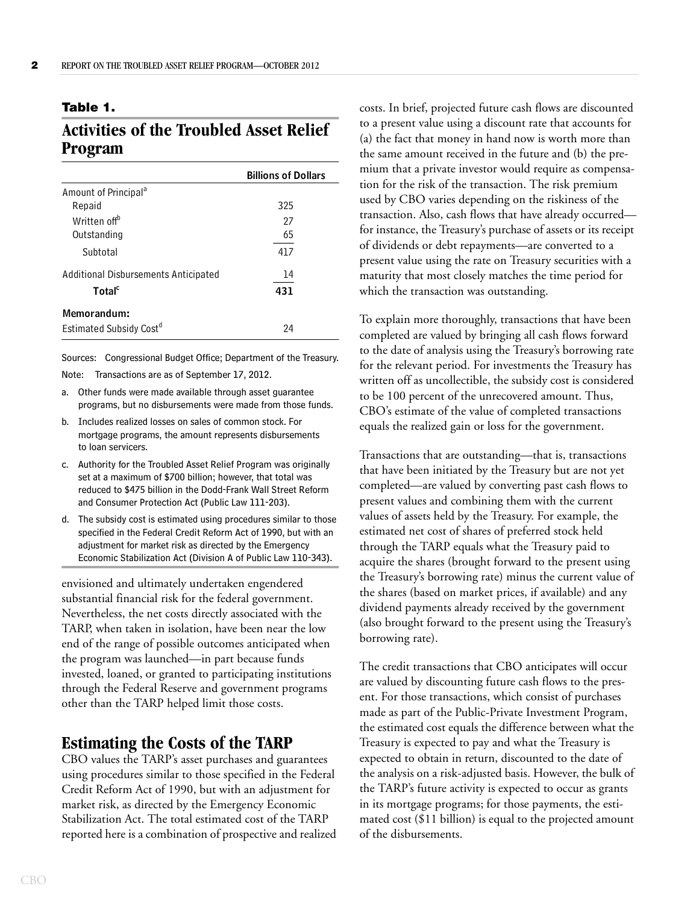## Table 1.

## Activities of the Troubled Asset Relief Program

| | Billions of Dollars |
|---|---|
| Amount of Principal[a] | |
| Repaid | 325 |
| Written off[b] | 27 |
| Outstanding | 65 |
| Subtotal | 417 |
| Additional Disbursements Anticipated | 14 |
| **Total[c]** | **431** |
| **Memorandum:** | |
| Estimated Subsidy Cost[d] | 24 |

Sources: Congressional Budget Office; Department of the Treasury.

Note: Transactions are as of September 17, 2012.

a. Other funds were made available through asset guarantee programs, but no disbursements were made from those funds.

b. Includes realized losses on sales of common stock. For mortgage programs, the amount represents disbursements to loan servicers.

c. Authority for the Troubled Asset Relief Program was originally set at a maximum of $700 billion; however, that total was reduced to $475 billion in the Dodd-Frank Wall Street Reform and Consumer Protection Act (Public Law 111-203).

d. The subsidy cost is estimated using procedures similar to those specified in the Federal Credit Reform Act of 1990, but with an adjustment for market risk as directed by the Emergency Economic Stabilization Act (Division A of Public Law 110-343).

envisioned and ultimately undertaken engendered substantial financial risk for the federal government. Nevertheless, the net costs directly associated with the TARP, when taken in isolation, have been near the low end of the range of possible outcomes anticipated when the program was launched—in part because funds invested, loaned, or granted to participating institutions through the Federal Reserve and government programs other than the TARP helped limit those costs.

## Estimating the Costs of the TARP

CBO values the TARP's asset purchases and guarantees using procedures similar to those specified in the Federal Credit Reform Act of 1990, but with an adjustment for market risk, as directed by the Emergency Economic Stabilization Act. The total estimated cost of the TARP reported here is a combination of prospective and realized costs. In brief, projected future cash flows are discounted to a present value using a discount rate that accounts for (a) the fact that money in hand now is worth more than the same amount received in the future and (b) the premium that a private investor would require as compensation for the risk of the transaction. The risk premium used by CBO varies depending on the riskiness of the transaction. Also, cash flows that have already occurred—for instance, the Treasury's purchase of assets or its receipt of dividends or debt repayments—are converted to a present value using the rate on Treasury securities with a maturity that most closely matches the time period for which the transaction was outstanding.

To explain more thoroughly, transactions that have been completed are valued by bringing all cash flows forward to the date of analysis using the Treasury's borrowing rate for the relevant period. For investments the Treasury has written off as uncollectible, the subsidy cost is considered to be 100 percent of the unrecovered amount. Thus, CBO's estimate of the value of completed transactions equals the realized gain or loss for the government.

Transactions that are outstanding—that is, transactions that have been initiated by the Treasury but are not yet completed—are valued by converting past cash flows to present values and combining them with the current values of assets held by the Treasury. For example, the estimated net cost of shares of preferred stock held through the TARP equals what the Treasury paid to acquire the shares (brought forward to the present using the Treasury's borrowing rate) minus the current value of the shares (based on market prices, if available) and any dividend payments already received by the government (also brought forward to the present using the Treasury's borrowing rate).

The credit transactions that CBO anticipates will occur are valued by discounting future cash flows to the present. For those transactions, which consist of purchases made as part of the Public-Private Investment Program, the estimated cost equals the difference between what the Treasury is expected to pay and what the Treasury is expected to obtain in return, discounted to the date of the analysis on a risk-adjusted basis. However, the bulk of the TARP's future activity is expected to occur as grants in its mortgage programs; for those payments, the estimated cost ($11 billion) is equal to the projected amount of the disbursements.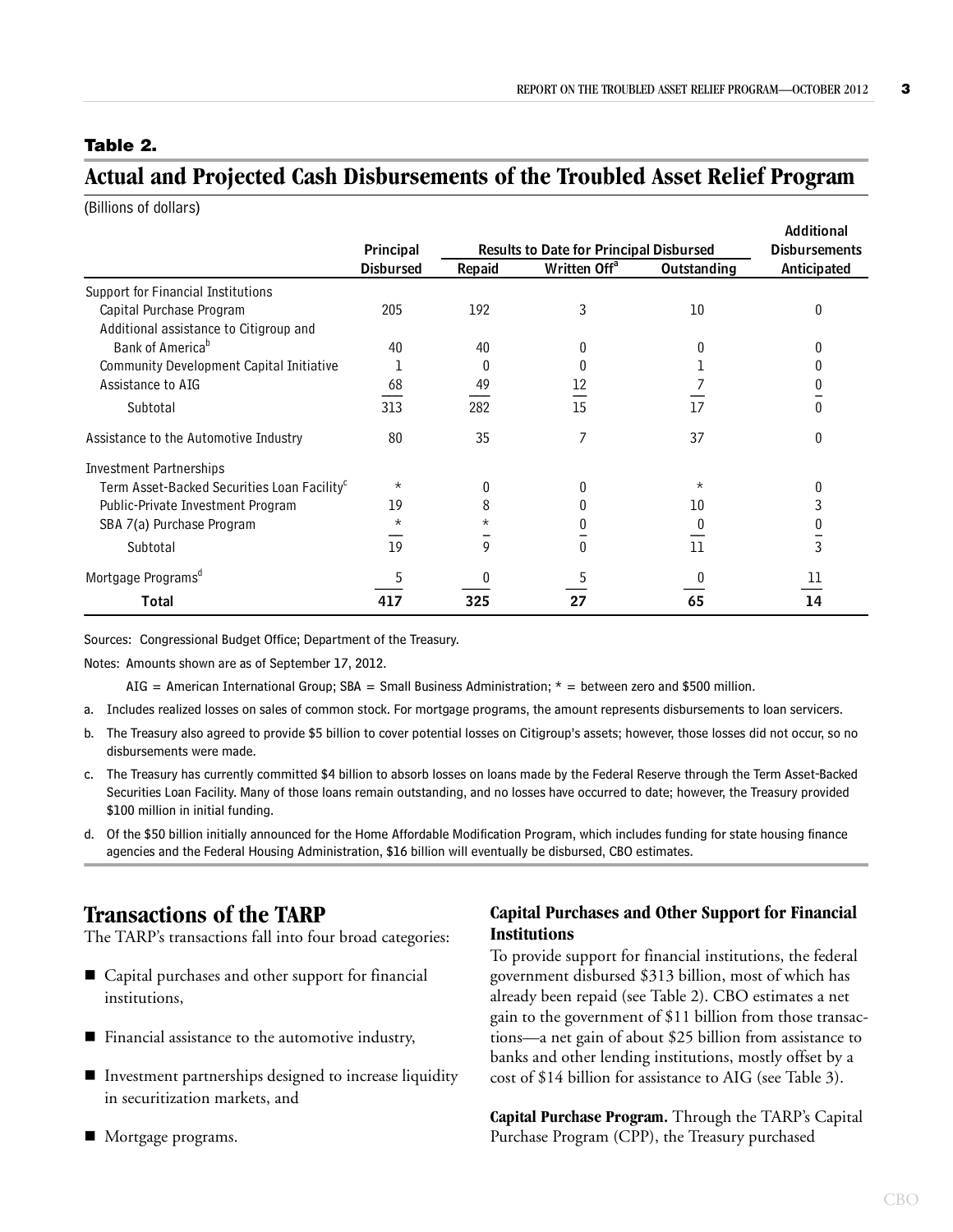**Table 2.**

## Actual and Projected Cash Disbursements of the Troubled Asset Relief Program

(Billions of dollars)

| | Principal Disbursed | Results to Date for Principal Disbursed | | | Additional Disbursements Anticipated |
|---|---|---|---|---|---|
| | | Repaid | Written Off[a] | Outstanding | |
| Support for Financial Institutions | | | | | |
| Capital Purchase Program | 205 | 192 | 3 | 10 | 0 |
| Additional assistance to Citigroup and Bank of America[b] | 40 | 40 | 0 | 0 | 0 |
| Community Development Capital Initiative | 1 | 0 | 0 | 1 | 0 |
| Assistance to AIG | 68 | 49 | 12 | 7 | 0 |
| Subtotal | 313 | 282 | 15 | 17 | 0 |
| Assistance to the Automotive Industry | 80 | 35 | 7 | 37 | 0 |
| Investment Partnerships | | | | | |
| Term Asset-Backed Securities Loan Facility[c] | * | 0 | 0 | * | 0 |
| Public-Private Investment Program | 19 | 8 | 0 | 10 | 3 |
| SBA 7(a) Purchase Program | * | * | 0 | 0 | 0 |
| Subtotal | 19 | 9 | 0 | 11 | 3 |
| Mortgage Programs[d] | 5 | 0 | 5 | 0 | 11 |
| **Total** | **417** | **325** | **27** | **65** | **14** |

Sources: Congressional Budget Office; Department of the Treasury.

Notes: Amounts shown are as of September 17, 2012.

AIG = American International Group; SBA = Small Business Administration; * = between zero and $500 million.

a. Includes realized losses on sales of common stock. For mortgage programs, the amount represents disbursements to loan servicers.

b. The Treasury also agreed to provide $5 billion to cover potential losses on Citigroup's assets; however, those losses did not occur, so no disbursements were made.

c. The Treasury has currently committed $4 billion to absorb losses on loans made by the Federal Reserve through the Term Asset-Backed Securities Loan Facility. Many of those loans remain outstanding, and no losses have occurred to date; however, the Treasury provided $100 million in initial funding.

d. Of the $50 billion initially announced for the Home Affordable Modification Program, which includes funding for state housing finance agencies and the Federal Housing Administration, $16 billion will eventually be disbursed, CBO estimates.

## Transactions of the TARP

The TARP's transactions fall into four broad categories:

- Capital purchases and other support for financial institutions,
- Financial assistance to the automotive industry,
- Investment partnerships designed to increase liquidity in securitization markets, and
- Mortgage programs.

### Capital Purchases and Other Support for Financial Institutions

To provide support for financial institutions, the federal government disbursed $313 billion, most of which has already been repaid (see Table 2). CBO estimates a net gain to the government of $11 billion from those transactions—a net gain of about $25 billion from assistance to banks and other lending institutions, mostly offset by a cost of $14 billion for assistance to AIG (see Table 3).

**Capital Purchase Program.** Through the TARP's Capital Purchase Program (CPP), the Treasury purchased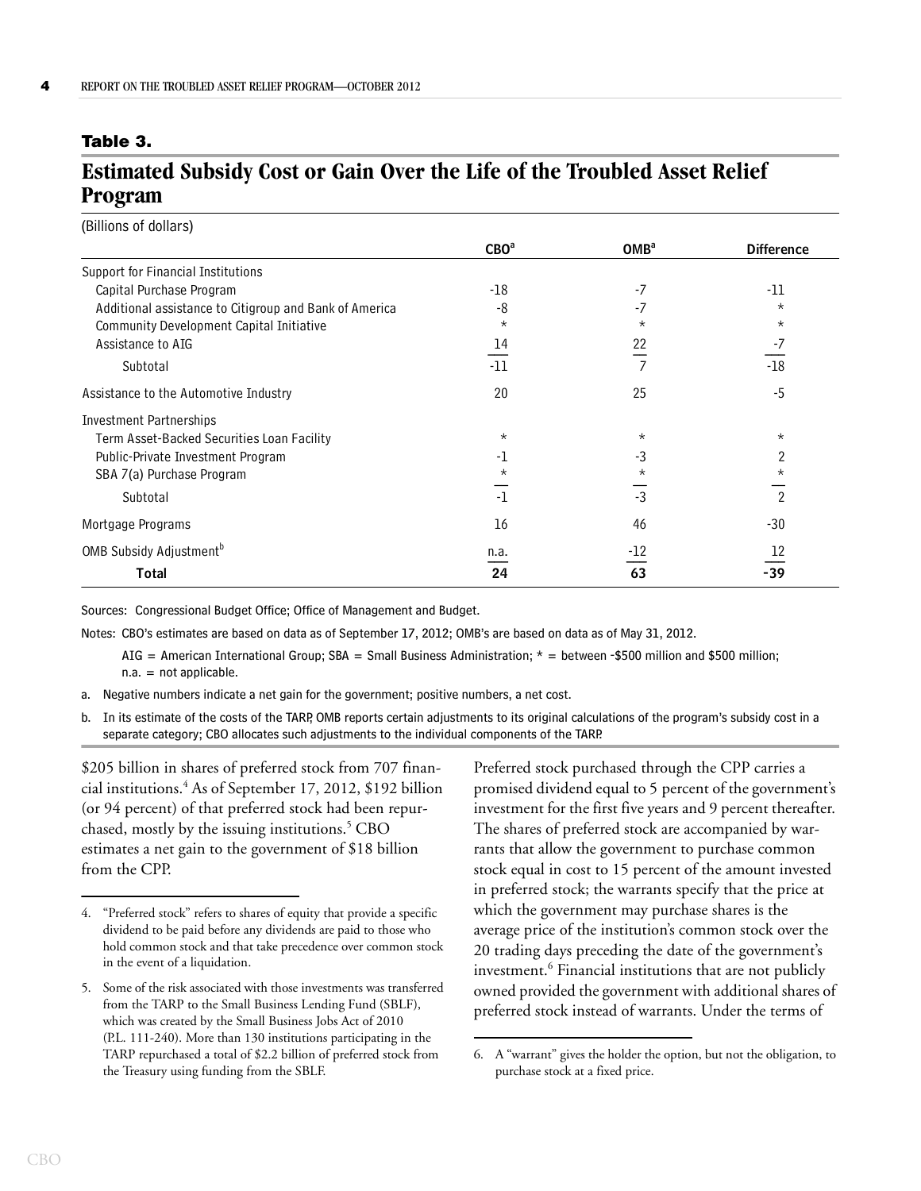**Table 3.**

## Estimated Subsidy Cost or Gain Over the Life of the Troubled Asset Relief Program

(Billions of dollars)

| | CBO[a] | OMB[a] | Difference |
|---|---|---|---|
| Support for Financial Institutions | | | |
| Capital Purchase Program | -18 | -7 | -11 |
| Additional assistance to Citigroup and Bank of America | -8 | -7 | * |
| Community Development Capital Initiative | * | * | * |
| Assistance to AIG | 14 | 22 | -7 |
| Subtotal | -11 | 7 | -18 |
| Assistance to the Automotive Industry | 20 | 25 | -5 |
| Investment Partnerships | | | |
| Term Asset-Backed Securities Loan Facility | * | * | * |
| Public-Private Investment Program | -1 | -3 | 2 |
| SBA 7(a) Purchase Program | * | * | * |
| Subtotal | -1 | -3 | 2 |
| Mortgage Programs | 16 | 46 | -30 |
| OMB Subsidy Adjustment[b] | n.a. | -12 | 12 |
| **Total** | **24** | **63** | **-39** |

Sources: Congressional Budget Office; Office of Management and Budget.

Notes: CBO's estimates are based on data as of September 17, 2012; OMB's are based on data as of May 31, 2012.

AIG = American International Group; SBA = Small Business Administration; * = between -$500 million and $500 million; n.a. = not applicable.

a. Negative numbers indicate a net gain for the government; positive numbers, a net cost.

b. In its estimate of the costs of the TARP, OMB reports certain adjustments to its original calculations of the program's subsidy cost in a separate category; CBO allocates such adjustments to the individual components of the TARP.

$205 billion in shares of preferred stock from 707 financial institutions.[4] As of September 17, 2012, $192 billion (or 94 percent) of that preferred stock had been repurchased, mostly by the issuing institutions.[5] CBO estimates a net gain to the government of $18 billion from the CPP.

Preferred stock purchased through the CPP carries a promised dividend equal to 5 percent of the government's investment for the first five years and 9 percent thereafter. The shares of preferred stock are accompanied by warrants that allow the government to purchase common stock equal in cost to 15 percent of the amount invested in preferred stock; the warrants specify that the price at which the government may purchase shares is the average price of the institution's common stock over the 20 trading days preceding the date of the government's investment.[6] Financial institutions that are not publicly owned provided the government with additional shares of preferred stock instead of warrants. Under the terms of

4. "Preferred stock" refers to shares of equity that provide a specific dividend to be paid before any dividends are paid to those who hold common stock and that take precedence over common stock in the event of a liquidation.

5. Some of the risk associated with those investments was transferred from the TARP to the Small Business Lending Fund (SBLF), which was created by the Small Business Jobs Act of 2010 (P.L. 111-240). More than 130 institutions participating in the TARP repurchased a total of $2.2 billion of preferred stock from the Treasury using funding from the SBLF.

6. A "warrant" gives the holder the option, but not the obligation, to purchase stock at a fixed price.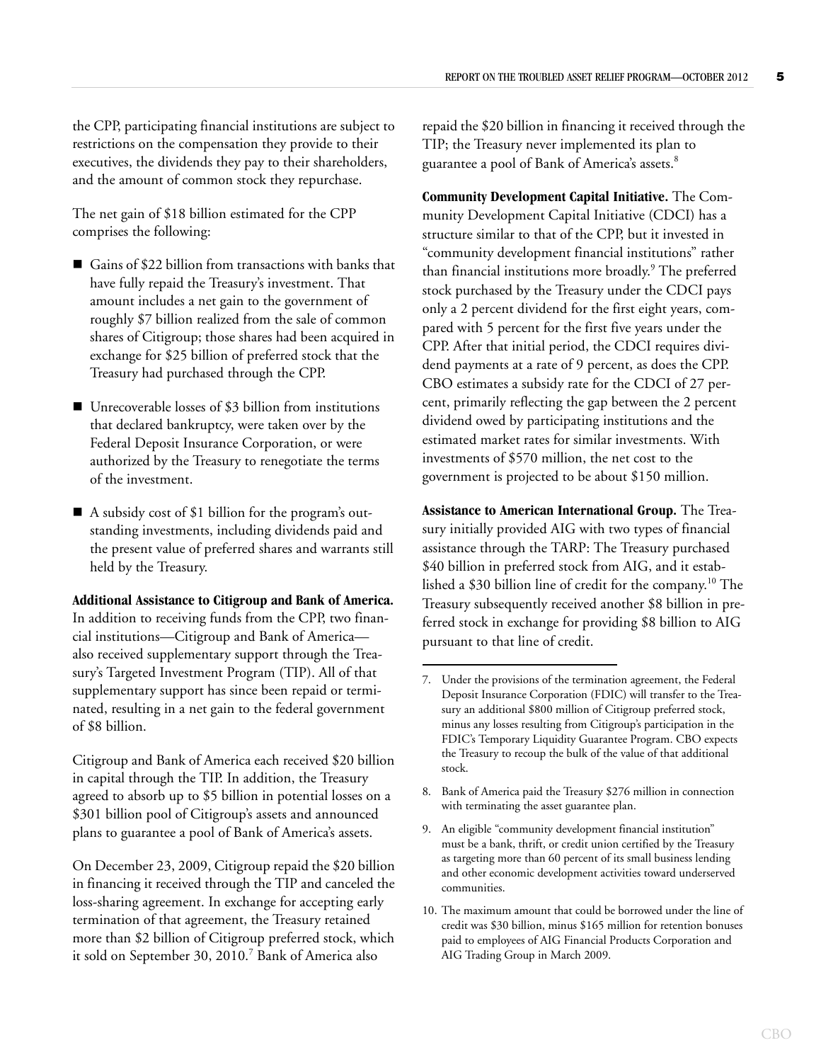the CPP, participating financial institutions are subject to restrictions on the compensation they provide to their executives, the dividends they pay to their shareholders, and the amount of common stock they repurchase.

The net gain of $18 billion estimated for the CPP comprises the following:

- Gains of $22 billion from transactions with banks that have fully repaid the Treasury's investment. That amount includes a net gain to the government of roughly $7 billion realized from the sale of common shares of Citigroup; those shares had been acquired in exchange for $25 billion of preferred stock that the Treasury had purchased through the CPP.
- Unrecoverable losses of $3 billion from institutions that declared bankruptcy, were taken over by the Federal Deposit Insurance Corporation, or were authorized by the Treasury to renegotiate the terms of the investment.
- A subsidy cost of $1 billion for the program's outstanding investments, including dividends paid and the present value of preferred shares and warrants still held by the Treasury.

**Additional Assistance to Citigroup and Bank of America.** In addition to receiving funds from the CPP, two financial institutions—Citigroup and Bank of America—also received supplementary support through the Treasury's Targeted Investment Program (TIP). All of that supplementary support has since been repaid or terminated, resulting in a net gain to the federal government of $8 billion.

Citigroup and Bank of America each received $20 billion in capital through the TIP. In addition, the Treasury agreed to absorb up to $5 billion in potential losses on a $301 billion pool of Citigroup's assets and announced plans to guarantee a pool of Bank of America's assets.

On December 23, 2009, Citigroup repaid the $20 billion in financing it received through the TIP and canceled the loss-sharing agreement. In exchange for accepting early termination of that agreement, the Treasury retained more than $2 billion of Citigroup preferred stock, which it sold on September 30, 2010.[7] Bank of America also repaid the $20 billion in financing it received through the TIP; the Treasury never implemented its plan to guarantee a pool of Bank of America's assets.[8]

**Community Development Capital Initiative.** The Community Development Capital Initiative (CDCI) has a structure similar to that of the CPP, but it invested in "community development financial institutions" rather than financial institutions more broadly.[9] The preferred stock purchased by the Treasury under the CDCI pays only a 2 percent dividend for the first eight years, compared with 5 percent for the first five years under the CPP. After that initial period, the CDCI requires dividend payments at a rate of 9 percent, as does the CPP. CBO estimates a subsidy rate for the CDCI of 27 percent, primarily reflecting the gap between the 2 percent dividend owed by participating institutions and the estimated market rates for similar investments. With investments of $570 million, the net cost to the government is projected to be about $150 million.

**Assistance to American International Group.** The Treasury initially provided AIG with two types of financial assistance through the TARP: The Treasury purchased $40 billion in preferred stock from AIG, and it established a $30 billion line of credit for the company.[10] The Treasury subsequently received another $8 billion in preferred stock in exchange for providing $8 billion to AIG pursuant to that line of credit.

---

7. Under the provisions of the termination agreement, the Federal Deposit Insurance Corporation (FDIC) will transfer to the Treasury an additional $800 million of Citigroup preferred stock, minus any losses resulting from Citigroup's participation in the FDIC's Temporary Liquidity Guarantee Program. CBO expects the Treasury to recoup the bulk of the value of that additional stock.
8. Bank of America paid the Treasury $276 million in connection with terminating the asset guarantee plan.
9. An eligible "community development financial institution" must be a bank, thrift, or credit union certified by the Treasury as targeting more than 60 percent of its small business lending and other economic development activities toward underserved communities.
10. The maximum amount that could be borrowed under the line of credit was $30 billion, minus $165 million for retention bonuses paid to employees of AIG Financial Products Corporation and AIG Trading Group in March 2009.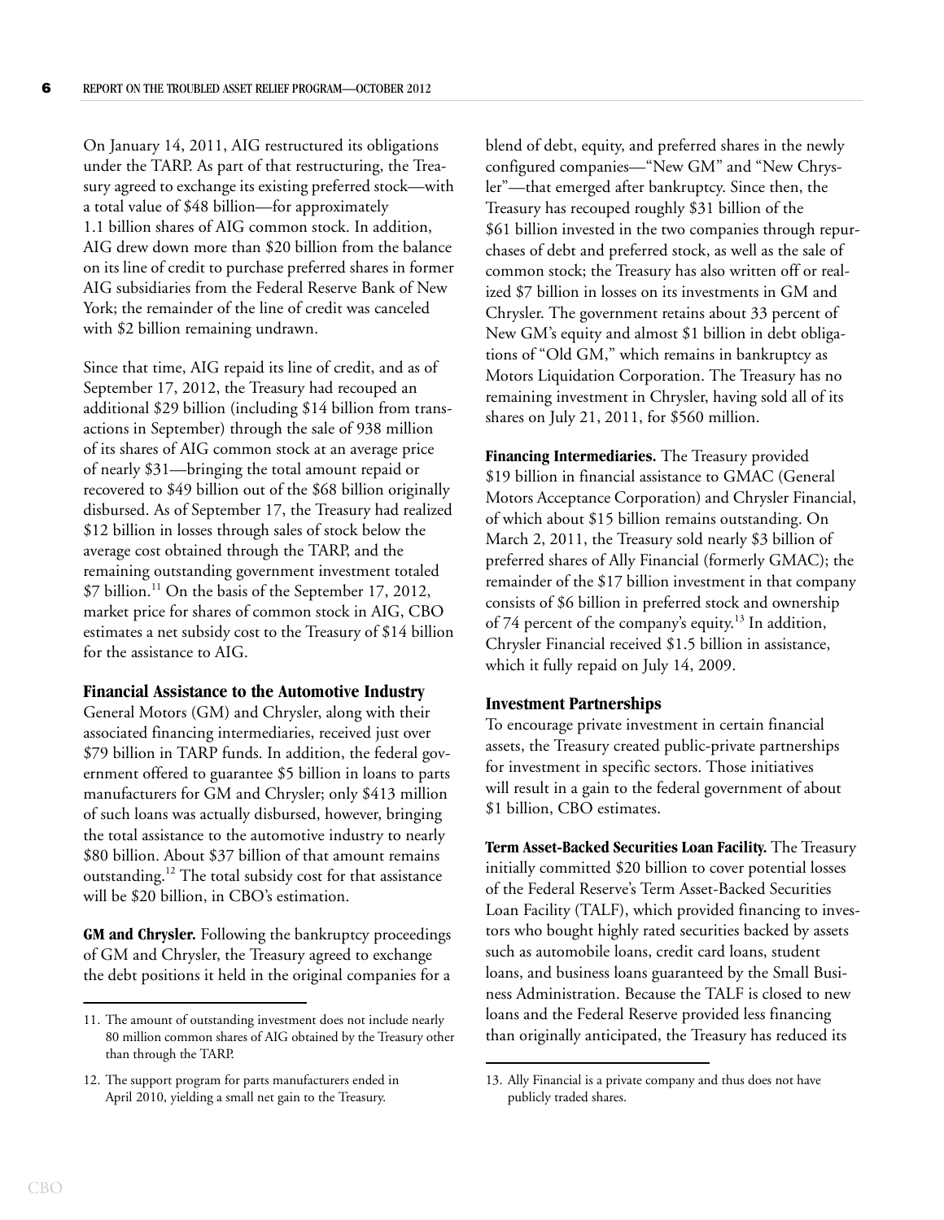On January 14, 2011, AIG restructured its obligations under the TARP. As part of that restructuring, the Treasury agreed to exchange its existing preferred stock—with a total value of $48 billion—for approximately 1.1 billion shares of AIG common stock. In addition, AIG drew down more than $20 billion from the balance on its line of credit to purchase preferred shares in former AIG subsidiaries from the Federal Reserve Bank of New York; the remainder of the line of credit was canceled with $2 billion remaining undrawn.

Since that time, AIG repaid its line of credit, and as of September 17, 2012, the Treasury had recouped an additional $29 billion (including $14 billion from transactions in September) through the sale of 938 million of its shares of AIG common stock at an average price of nearly $31—bringing the total amount repaid or recovered to $49 billion out of the $68 billion originally disbursed. As of September 17, the Treasury had realized $12 billion in losses through sales of stock below the average cost obtained through the TARP, and the remaining outstanding government investment totaled $7 billion.[11] On the basis of the September 17, 2012, market price for shares of common stock in AIG, CBO estimates a net subsidy cost to the Treasury of $14 billion for the assistance to AIG.

### Financial Assistance to the Automotive Industry

General Motors (GM) and Chrysler, along with their associated financing intermediaries, received just over $79 billion in TARP funds. In addition, the federal government offered to guarantee $5 billion in loans to parts manufacturers for GM and Chrysler; only $413 million of such loans was actually disbursed, however, bringing the total assistance to the automotive industry to nearly $80 billion. About $37 billion of that amount remains outstanding.[12] The total subsidy cost for that assistance will be $20 billion, in CBO's estimation.

**GM and Chrysler.** Following the bankruptcy proceedings of GM and Chrysler, the Treasury agreed to exchange the debt positions it held in the original companies for a blend of debt, equity, and preferred shares in the newly configured companies—"New GM" and "New Chrysler"—that emerged after bankruptcy. Since then, the Treasury has recouped roughly $31 billion of the $61 billion invested in the two companies through repurchases of debt and preferred stock, as well as the sale of common stock; the Treasury has also written off or realized $7 billion in losses on its investments in GM and Chrysler. The government retains about 33 percent of New GM's equity and almost $1 billion in debt obligations of "Old GM," which remains in bankruptcy as Motors Liquidation Corporation. The Treasury has no remaining investment in Chrysler, having sold all of its shares on July 21, 2011, for $560 million.

**Financing Intermediaries.** The Treasury provided $19 billion in financial assistance to GMAC (General Motors Acceptance Corporation) and Chrysler Financial, of which about $15 billion remains outstanding. On March 2, 2011, the Treasury sold nearly $3 billion of preferred shares of Ally Financial (formerly GMAC); the remainder of the $17 billion investment in that company consists of $6 billion in preferred stock and ownership of 74 percent of the company's equity.[13] In addition, Chrysler Financial received $1.5 billion in assistance, which it fully repaid on July 14, 2009.

### Investment Partnerships

To encourage private investment in certain financial assets, the Treasury created public-private partnerships for investment in specific sectors. Those initiatives will result in a gain to the federal government of about $1 billion, CBO estimates.

**Term Asset-Backed Securities Loan Facility.** The Treasury initially committed $20 billion to cover potential losses of the Federal Reserve's Term Asset-Backed Securities Loan Facility (TALF), which provided financing to investors who bought highly rated securities backed by assets such as automobile loans, credit card loans, student loans, and business loans guaranteed by the Small Business Administration. Because the TALF is closed to new loans and the Federal Reserve provided less financing than originally anticipated, the Treasury has reduced its

---

11. The amount of outstanding investment does not include nearly 80 million common shares of AIG obtained by the Treasury other than through the TARP.

12. The support program for parts manufacturers ended in April 2010, yielding a small net gain to the Treasury.

13. Ally Financial is a private company and thus does not have publicly traded shares.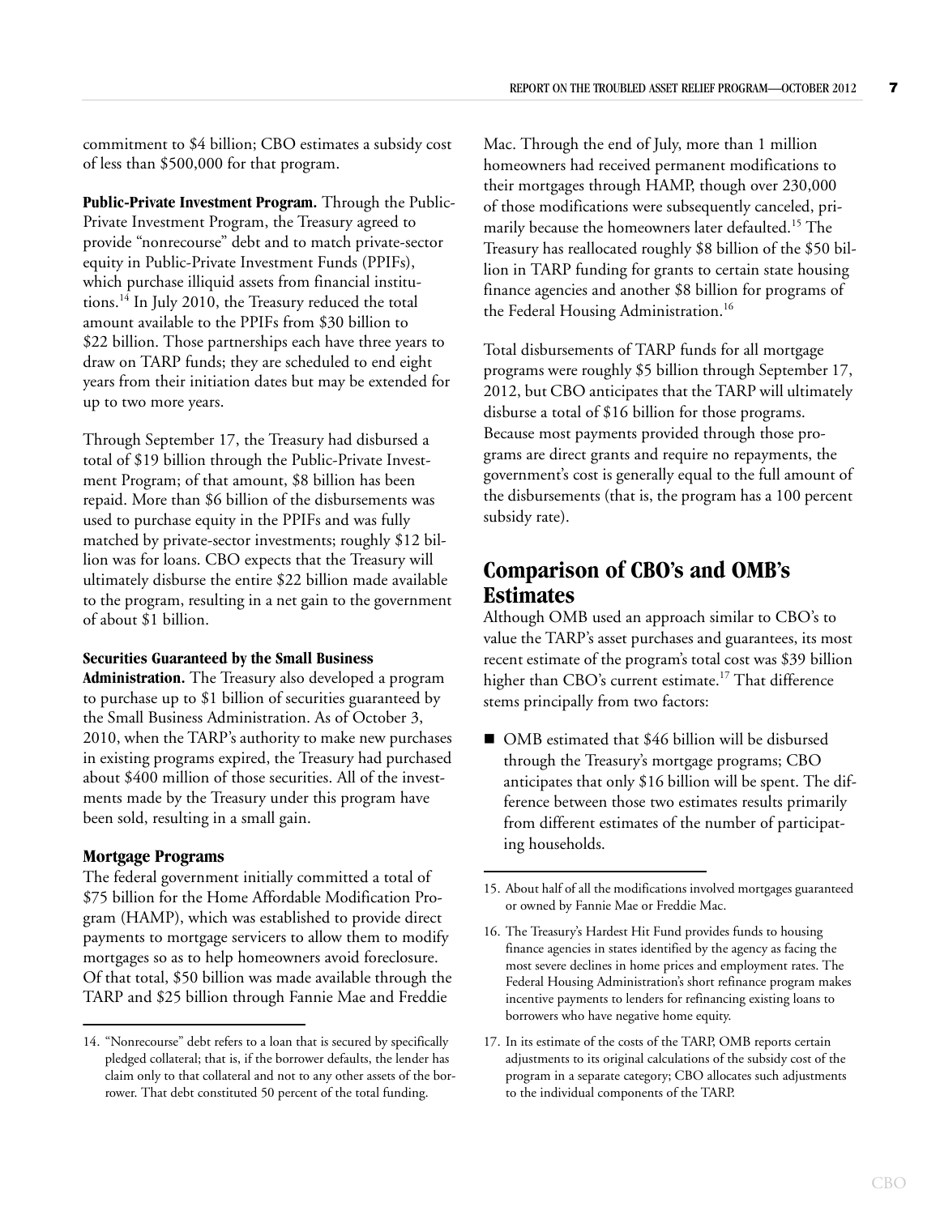commitment to $4 billion; CBO estimates a subsidy cost of less than $500,000 for that program.

**Public-Private Investment Program.** Through the Public-Private Investment Program, the Treasury agreed to provide "nonrecourse" debt and to match private-sector equity in Public-Private Investment Funds (PPIFs), which purchase illiquid assets from financial institutions.[14] In July 2010, the Treasury reduced the total amount available to the PPIFs from $30 billion to $22 billion. Those partnerships each have three years to draw on TARP funds; they are scheduled to end eight years from their initiation dates but may be extended for up to two more years.

Through September 17, the Treasury had disbursed a total of $19 billion through the Public-Private Investment Program; of that amount, $8 billion has been repaid. More than $6 billion of the disbursements was used to purchase equity in the PPIFs and was fully matched by private-sector investments; roughly $12 billion was for loans. CBO expects that the Treasury will ultimately disburse the entire $22 billion made available to the program, resulting in a net gain to the government of about $1 billion.

**Securities Guaranteed by the Small Business Administration.** The Treasury also developed a program to purchase up to $1 billion of securities guaranteed by the Small Business Administration. As of October 3, 2010, when the TARP's authority to make new purchases in existing programs expired, the Treasury had purchased about $400 million of those securities. All of the investments made by the Treasury under this program have been sold, resulting in a small gain.

### Mortgage Programs

The federal government initially committed a total of $75 billion for the Home Affordable Modification Program (HAMP), which was established to provide direct payments to mortgage servicers to allow them to modify mortgages so as to help homeowners avoid foreclosure. Of that total, $50 billion was made available through the TARP and $25 billion through Fannie Mae and Freddie Mac. Through the end of July, more than 1 million homeowners had received permanent modifications to their mortgages through HAMP, though over 230,000 of those modifications were subsequently canceled, primarily because the homeowners later defaulted.[15] The Treasury has reallocated roughly $8 billion of the $50 billion in TARP funding for grants to certain state housing finance agencies and another $8 billion for programs of the Federal Housing Administration.[16]

Total disbursements of TARP funds for all mortgage programs were roughly $5 billion through September 17, 2012, but CBO anticipates that the TARP will ultimately disburse a total of $16 billion for those programs. Because most payments provided through those programs are direct grants and require no repayments, the government's cost is generally equal to the full amount of the disbursements (that is, the program has a 100 percent subsidy rate).

## Comparison of CBO's and OMB's Estimates

Although OMB used an approach similar to CBO's to value the TARP's asset purchases and guarantees, its most recent estimate of the program's total cost was $39 billion higher than CBO's current estimate.[17] That difference stems principally from two factors:

- OMB estimated that $46 billion will be disbursed through the Treasury's mortgage programs; CBO anticipates that only $16 billion will be spent. The difference between those two estimates results primarily from different estimates of the number of participating households.

---

14. "Nonrecourse" debt refers to a loan that is secured by specifically pledged collateral; that is, if the borrower defaults, the lender has claim only to that collateral and not to any other assets of the borrower. That debt constituted 50 percent of the total funding.

15. About half of all the modifications involved mortgages guaranteed or owned by Fannie Mae or Freddie Mac.

16. The Treasury's Hardest Hit Fund provides funds to housing finance agencies in states identified by the agency as facing the most severe declines in home prices and employment rates. The Federal Housing Administration's short refinance program makes incentive payments to lenders for refinancing existing loans to borrowers who have negative home equity.

17. In its estimate of the costs of the TARP, OMB reports certain adjustments to its original calculations of the subsidy cost of the program in a separate category; CBO allocates such adjustments to the individual components of the TARP.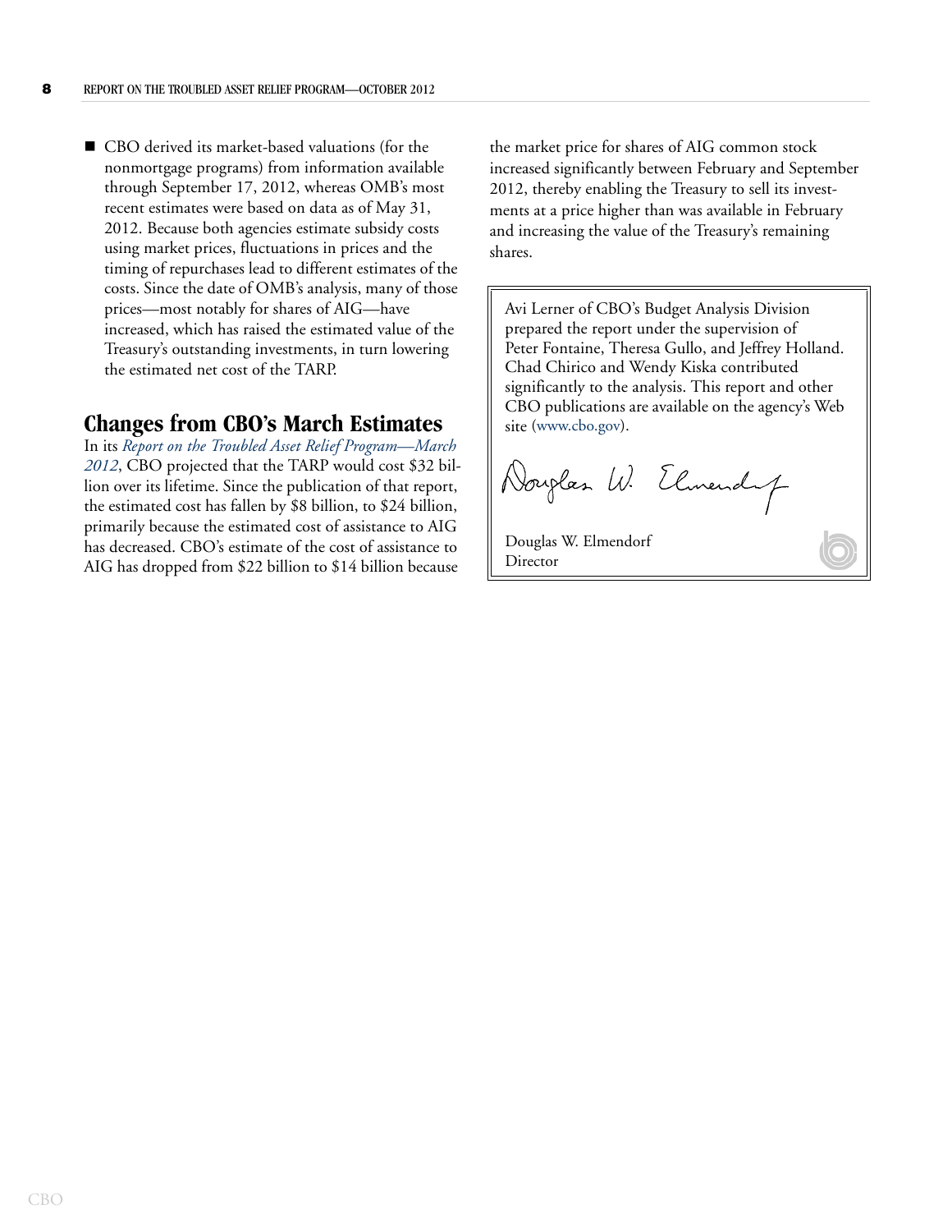- CBO derived its market-based valuations (for the nonmortgage programs) from information available through September 17, 2012, whereas OMB's most recent estimates were based on data as of May 31, 2012. Because both agencies estimate subsidy costs using market prices, fluctuations in prices and the timing of repurchases lead to different estimates of the costs. Since the date of OMB's analysis, many of those prices—most notably for shares of AIG—have increased, which has raised the estimated value of the Treasury's outstanding investments, in turn lowering the estimated net cost of the TARP.

## Changes from CBO's March Estimates

In its *Report on the Troubled Asset Relief Program—March 2012*, CBO projected that the TARP would cost $32 billion over its lifetime. Since the publication of that report, the estimated cost has fallen by $8 billion, to $24 billion, primarily because the estimated cost of assistance to AIG has decreased. CBO's estimate of the cost of assistance to AIG has dropped from $22 billion to $14 billion because the market price for shares of AIG common stock increased significantly between February and September 2012, thereby enabling the Treasury to sell its investments at a price higher than was available in February and increasing the value of the Treasury's remaining shares.

Avi Lerner of CBO's Budget Analysis Division prepared the report under the supervision of Peter Fontaine, Theresa Gullo, and Jeffrey Holland. Chad Chirico and Wendy Kiska contributed significantly to the analysis. This report and other CBO publications are available on the agency's Web site (www.cbo.gov).

Douglas W. Elmendorf
Director